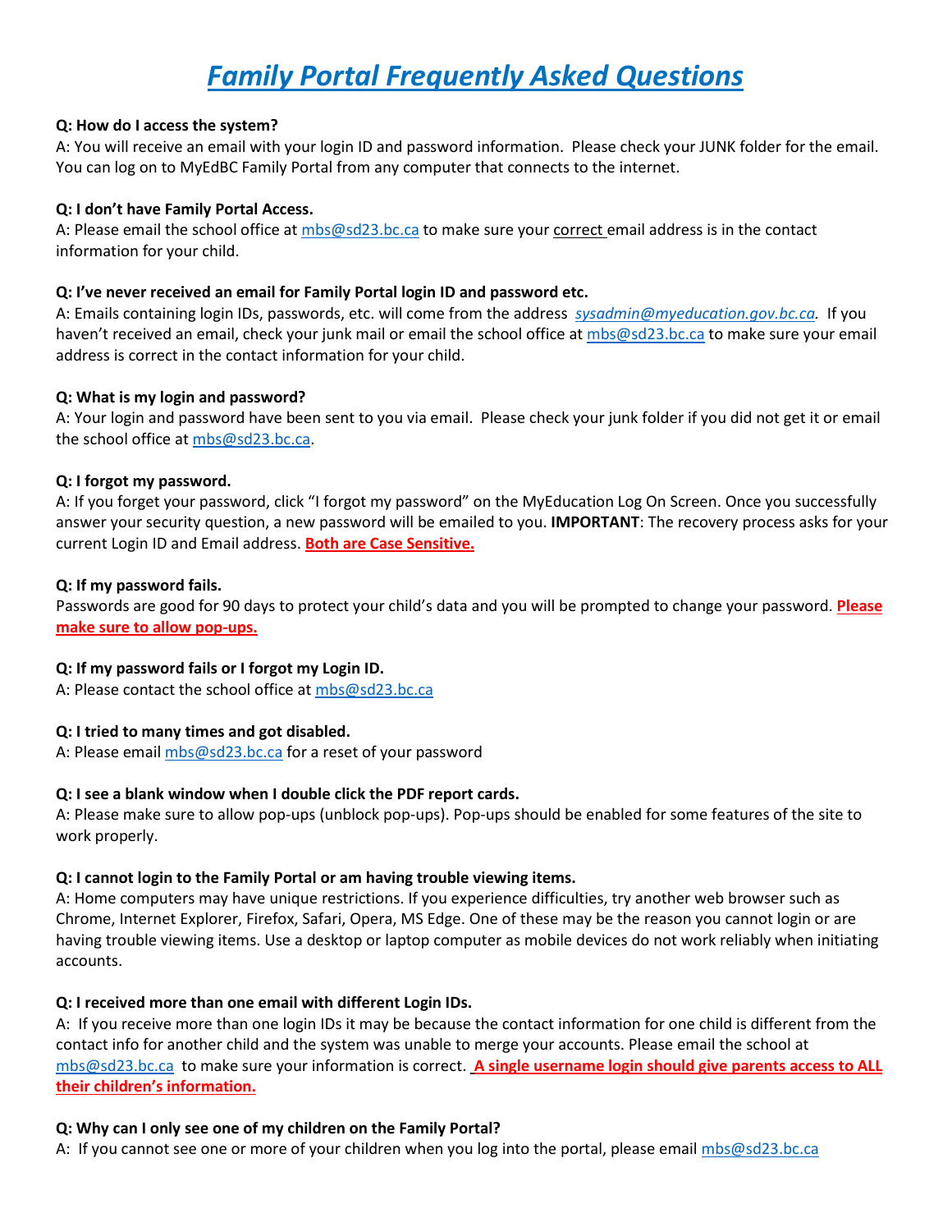# *Family Portal Frequently Asked Questions*

**Q: How do I access the system?**

A: You will receive an email with your login ID and password information. Please check your JUNK folder for the email. You can log on to MyEdBC Family Portal from any computer that connects to the internet.

**Q: I don't have Family Portal Access.**

A: Please email the school office at mbs@sd23.bc.ca to make sure your correct email address is in the contact information for your child.

**Q: I've never received an email for Family Portal login ID and password etc.**

A: Emails containing login IDs, passwords, etc. will come from the address *sysadmin@myeducation.gov.bc.ca.* If you haven't received an email, check your junk mail or email the school office at mbs@sd23.bc.ca to make sure your email address is correct in the contact information for your child.

**Q: What is my login and password?**

A: Your login and password have been sent to you via email. Please check your junk folder if you did not get it or email the school office at mbs@sd23.bc.ca.

**Q: I forgot my password.**

A: If you forget your password, click "I forgot my password" on the MyEducation Log On Screen. Once you successfully answer your security question, a new password will be emailed to you. **IMPORTANT**: The recovery process asks for your current Login ID and Email address. **Both are Case Sensitive.**

**Q: If my password fails.**

Passwords are good for 90 days to protect your child's data and you will be prompted to change your password. **Please make sure to allow pop-ups.**

**Q: If my password fails or I forgot my Login ID.**

A: Please contact the school office at mbs@sd23.bc.ca

**Q: I tried to many times and got disabled.**

A: Please email mbs@sd23.bc.ca for a reset of your password

**Q: I see a blank window when I double click the PDF report cards.**

A: Please make sure to allow pop-ups (unblock pop-ups). Pop-ups should be enabled for some features of the site to work properly.

**Q: I cannot login to the Family Portal or am having trouble viewing items.**

A: Home computers may have unique restrictions. If you experience difficulties, try another web browser such as Chrome, Internet Explorer, Firefox, Safari, Opera, MS Edge. One of these may be the reason you cannot login or are having trouble viewing items. Use a desktop or laptop computer as mobile devices do not work reliably when initiating accounts.

**Q: I received more than one email with different Login IDs.**

A: If you receive more than one login IDs it may be because the contact information for one child is different from the contact info for another child and the system was unable to merge your accounts. Please email the school at mbs@sd23.bc.ca to make sure your information is correct. **A single username login should give parents access to ALL their children's information.**

**Q: Why can I only see one of my children on the Family Portal?**

A: If you cannot see one or more of your children when you log into the portal, please email mbs@sd23.bc.ca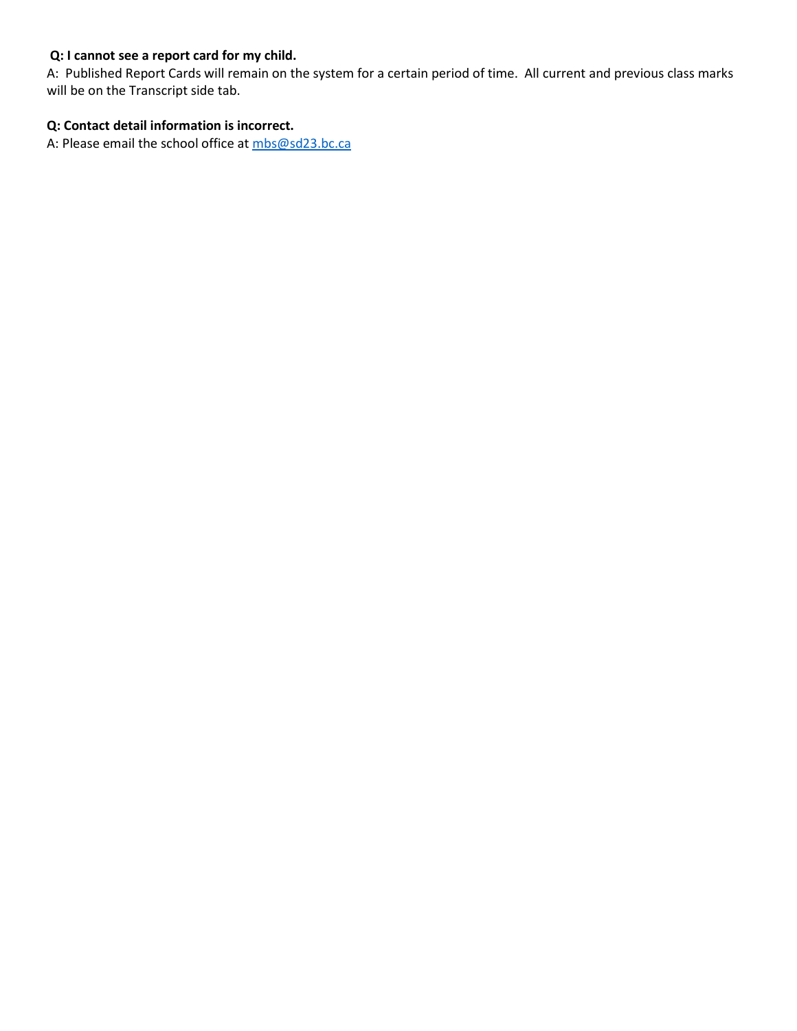**Q: I cannot see a report card for my child.**
A: Published Report Cards will remain on the system for a certain period of time. All current and previous class marks will be on the Transcript side tab.

**Q: Contact detail information is incorrect.**
A: Please email the school office at mbs@sd23.bc.ca